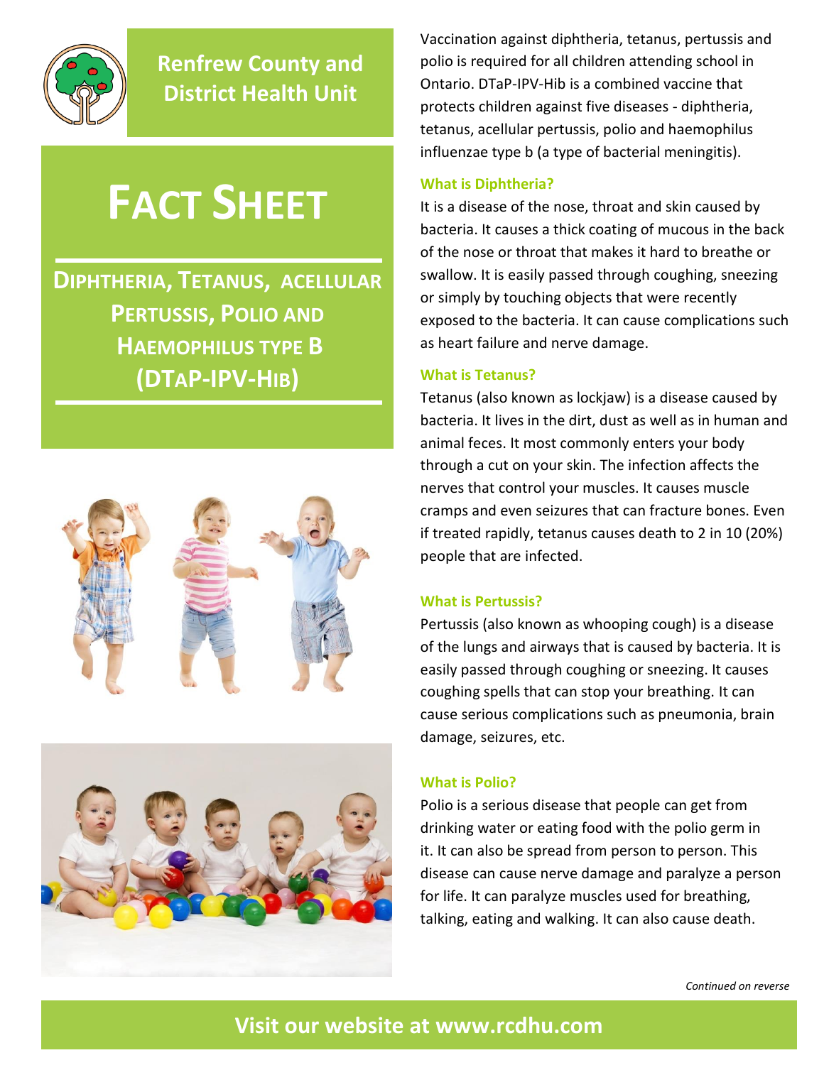Renfrew County and District Health Unit

# FACT SHEET

## DIPHTHERIA, TETANUS, ACELLULAR PERTUSSIS, POLIO AND HAEMOPHILUS TYPE B (DTAP-IPV-HIB)

Vaccination against diphtheria, tetanus, pertussis and polio is required for all children attending school in Ontario. DTaP-IPV-Hib is a combined vaccine that protects children against five diseases - diphtheria, tetanus, acellular pertussis, polio and haemophilus influenzae type b (a type of bacterial meningitis).

### What is Diphtheria?

It is a disease of the nose, throat and skin caused by bacteria. It causes a thick coating of mucous in the back of the nose or throat that makes it hard to breathe or swallow. It is easily passed through coughing, sneezing or simply by touching objects that were recently exposed to the bacteria. It can cause complications such as heart failure and nerve damage.

### What is Tetanus?

Tetanus (also known as lockjaw) is a disease caused by bacteria. It lives in the dirt, dust as well as in human and animal feces. It most commonly enters your body through a cut on your skin. The infection affects the nerves that control your muscles. It causes muscle cramps and even seizures that can fracture bones. Even if treated rapidly, tetanus causes death to 2 in 10 (20%) people that are infected.

### What is Pertussis?

Pertussis (also known as whooping cough) is a disease of the lungs and airways that is caused by bacteria. It is easily passed through coughing or sneezing. It causes coughing spells that can stop your breathing. It can cause serious complications such as pneumonia, brain damage, seizures, etc.

### What is Polio?

Polio is a serious disease that people can get from drinking water or eating food with the polio germ in it. It can also be spread from person to person. This disease can cause nerve damage and paralyze a person for life. It can paralyze muscles used for breathing, talking, eating and walking. It can also cause death.

*Continued on reverse*

**Visit our website at www.rcdhu.com**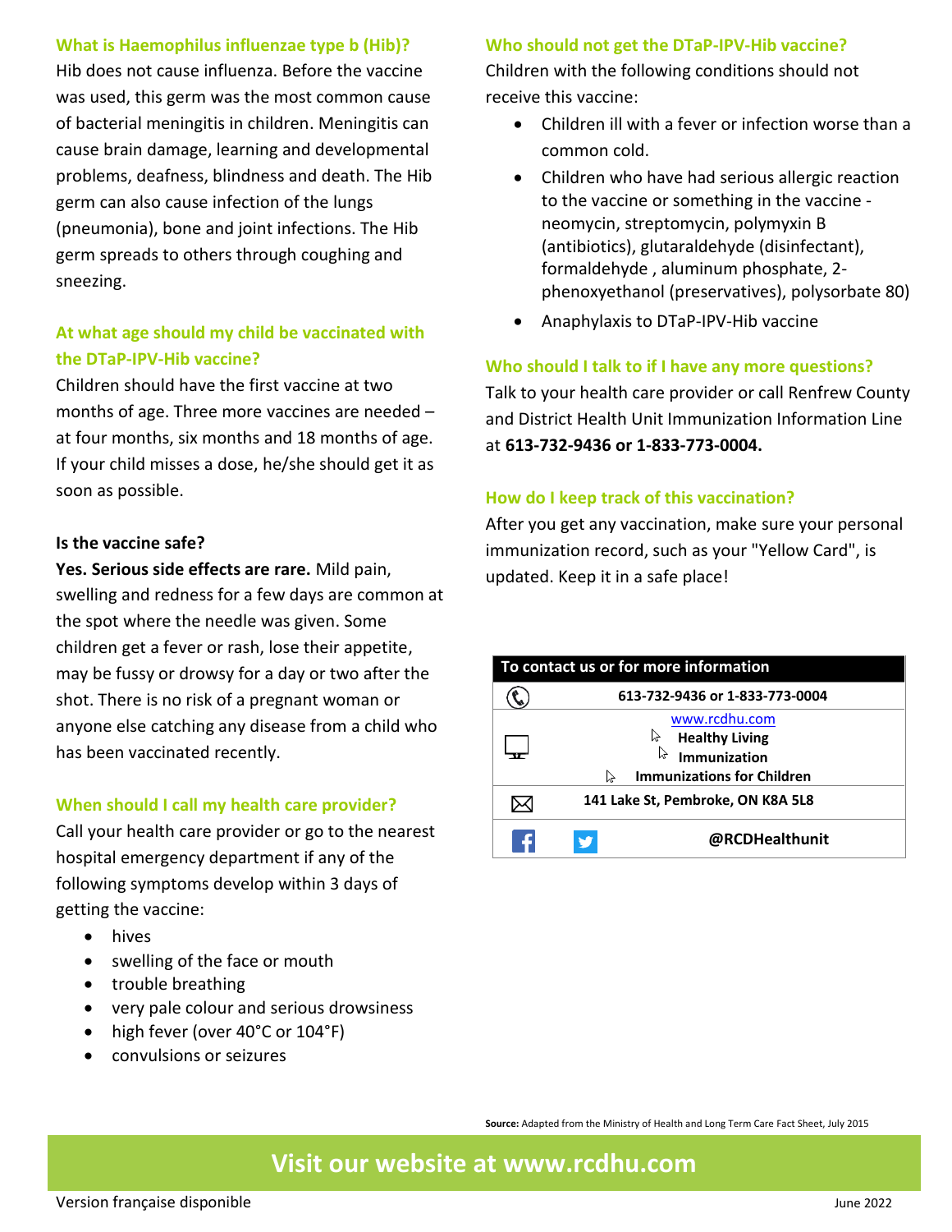## What is Haemophilus influenzae type b (Hib)?

Hib does not cause influenza. Before the vaccine was used, this germ was the most common cause of bacterial meningitis in children. Meningitis can cause brain damage, learning and developmental problems, deafness, blindness and death. The Hib germ can also cause infection of the lungs (pneumonia), bone and joint infections. The Hib germ spreads to others through coughing and sneezing.

## At what age should my child be vaccinated with the DTaP-IPV-Hib vaccine?

Children should have the first vaccine at two months of age. Three more vaccines are needed – at four months, six months and 18 months of age. If your child misses a dose, he/she should get it as soon as possible.

**Is the vaccine safe?**

**Yes. Serious side effects are rare.** Mild pain, swelling and redness for a few days are common at the spot where the needle was given. Some children get a fever or rash, lose their appetite, may be fussy or drowsy for a day or two after the shot. There is no risk of a pregnant woman or anyone else catching any disease from a child who has been vaccinated recently.

## When should I call my health care provider?

Call your health care provider or go to the nearest hospital emergency department if any of the following symptoms develop within 3 days of getting the vaccine:

- hives
- swelling of the face or mouth
- trouble breathing
- very pale colour and serious drowsiness
- high fever (over 40°C or 104°F)
- convulsions or seizures

## Who should not get the DTaP-IPV-Hib vaccine?

Children with the following conditions should not receive this vaccine:

- Children ill with a fever or infection worse than a common cold.
- Children who have had serious allergic reaction to the vaccine or something in the vaccine - neomycin, streptomycin, polymyxin B (antibiotics), glutaraldehyde (disinfectant), formaldehyde , aluminum phosphate, 2-phenoxyethanol (preservatives), polysorbate 80)
- Anaphylaxis to DTaP-IPV-Hib vaccine

## Who should I talk to if I have any more questions?

Talk to your health care provider or call Renfrew County and District Health Unit Immunization Information Line at **613-732-9436 or 1-833-773-0004.**

## How do I keep track of this vaccination?

After you get any vaccination, make sure your personal immunization record, such as your "Yellow Card", is updated. Keep it in a safe place!

| To contact us or for more information |
|---|
| 613-732-9436 or 1-833-773-0004 |
| www.rcdhu.com<br>**Healthy Living**<br>**Immunization**<br>**Immunizations for Children** |
| **141 Lake St, Pembroke, ON K8A 5L8** |
| **@RCDHealthunit** |

**Source:** Adapted from the Ministry of Health and Long Term Care Fact Sheet, July 2015

**Visit our website at www.rcdhu.com**

Version française disponible

June 2022